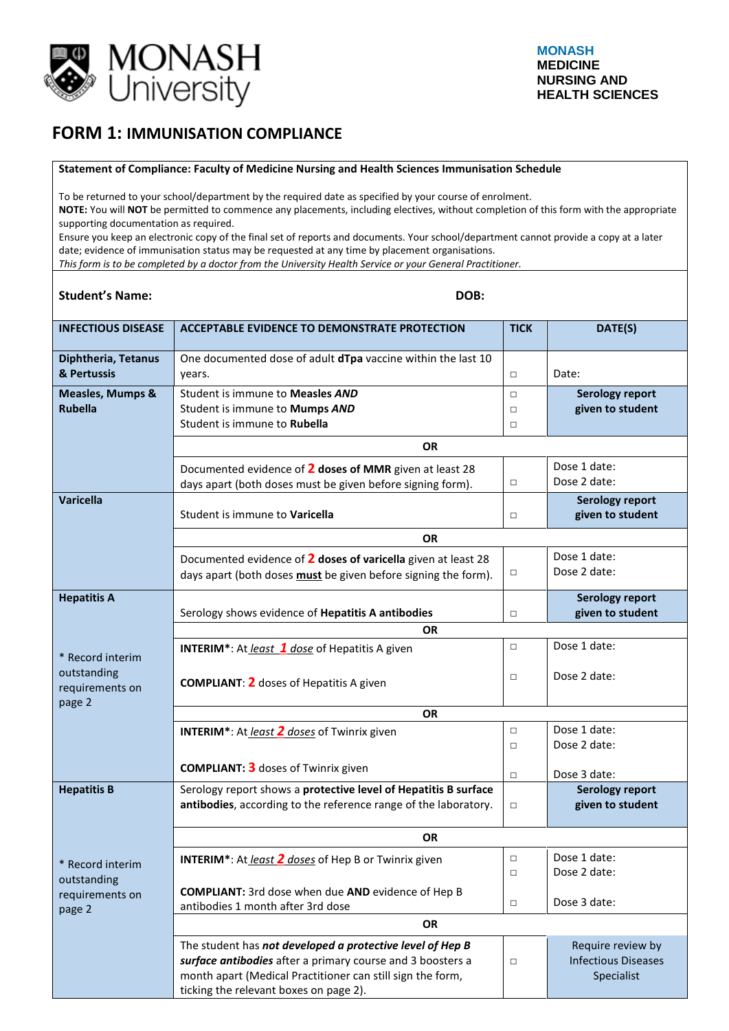MONASH University

**MONASH MEDICINE NURSING AND HEALTH SCIENCES**

# FORM 1: IMMUNISATION COMPLIANCE

**Statement of Compliance: Faculty of Medicine Nursing and Health Sciences Immunisation Schedule**

To be returned to your school/department by the required date as specified by your course of enrolment.
**NOTE:** You will **NOT** be permitted to commence any placements, including electives, without completion of this form with the appropriate supporting documentation as required.
Ensure you keep an electronic copy of the final set of reports and documents. Your school/department cannot provide a copy at a later date; evidence of immunisation status may be requested at any time by placement organisations.
*This form is to be completed by a doctor from the University Health Service or your General Practitioner.*

**Student's Name:** **DOB:**

| INFECTIOUS DISEASE | ACCEPTABLE EVIDENCE TO DEMONSTRATE PROTECTION | TICK | DATE(S) |
|---|---|---|---|
| **Diphtheria, Tetanus & Pertussis** | One documented dose of adult **dTpa** vaccine within the last 10 years. | □ | Date: |
| **Measles, Mumps & Rubella** | Student is immune to **Measles** ***AND***<br>Student is immune to **Mumps** ***AND***<br>Student is immune to **Rubella** | □<br>□<br>□ | **Serology report given to student** |
| | **OR** | | |
| | Documented evidence of **2 doses of MMR** given at least 28 days apart (both doses must be given before signing form). | □ | Dose 1 date:<br>Dose 2 date: |
| **Varicella** | Student is immune to **Varicella** | □ | **Serology report given to student** |
| | **OR** | | |
| | Documented evidence of **2 doses of varicella** given at least 28 days apart (both doses **must** be given before signing the form). | □ | Dose 1 date:<br>Dose 2 date: |
| **Hepatitis A** | Serology shows evidence of **Hepatitis A antibodies** | □ | **Serology report given to student** |
| | **OR** | | |
| \* Record interim outstanding requirements on page 2 | **INTERIM\***: At *least* ***1*** *dose* of Hepatitis A given<br><br>**COMPLIANT**: **2** doses of Hepatitis A given | □<br><br>□ | Dose 1 date:<br><br>Dose 2 date: |
| | **OR** | | |
| | **INTERIM\*:** At *least* ***2*** *doses* of Twinrix given<br><br>**COMPLIANT: 3** doses of Twinrix given | □<br>□<br><br>□ | Dose 1 date:<br>Dose 2 date:<br><br>Dose 3 date: |
| **Hepatitis B** | Serology report shows a **protective level of Hepatitis B surface antibodies**, according to the reference range of the laboratory. | □ | **Serology report given to student** |
| | **OR** | | |
| \* Record interim outstanding requirements on page 2 | **INTERIM\***: At *least* ***2*** *doses* of Hep B or Twinrix given<br><br>**COMPLIANT:** 3rd dose when due **AND** evidence of Hep B antibodies 1 month after 3rd dose | □<br>□<br><br>□ | Dose 1 date:<br>Dose 2 date:<br><br>Dose 3 date: |
| | **OR** | | |
| | The student has ***not developed a protective level of Hep B surface antibodies*** after a primary course and 3 boosters a month apart (Medical Practitioner can still sign the form, ticking the relevant boxes on page 2). | □ | Require review by Infectious Diseases Specialist |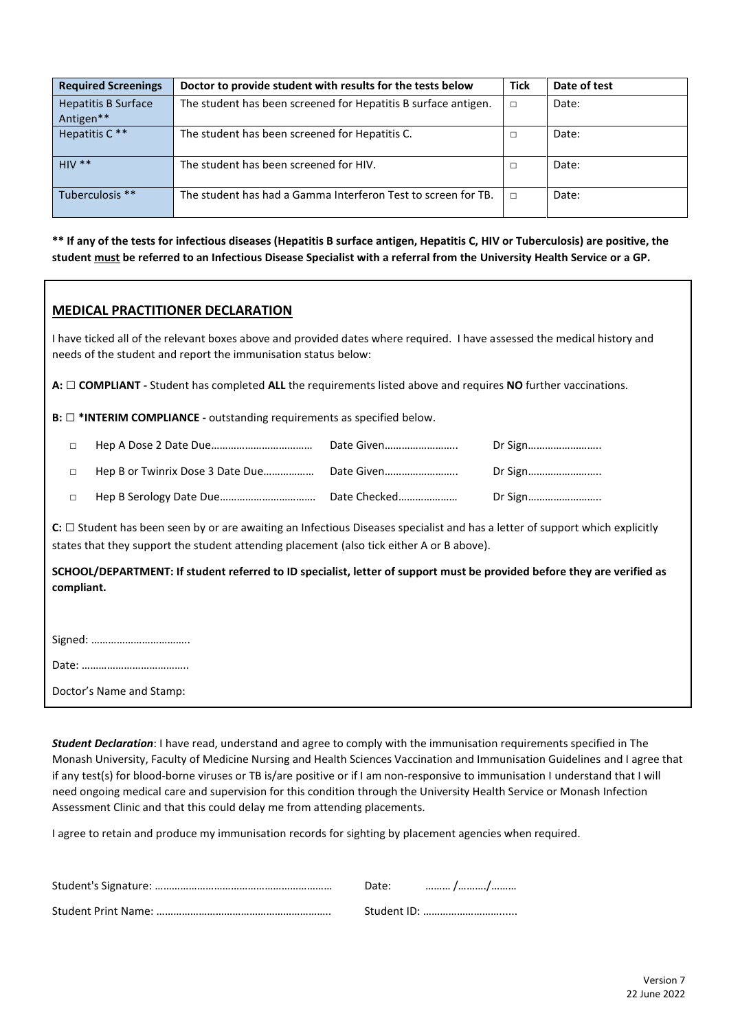| Required Screenings | Doctor to provide student with results for the tests below | Tick | Date of test |
|---|---|---|---|
| Hepatitis B Surface Antigen** | The student has been screened for Hepatitis B surface antigen. | □ | Date: |
| Hepatitis C ** | The student has been screened for Hepatitis C. | □ | Date: |
| HIV ** | The student has been screened for HIV. | □ | Date: |
| Tuberculosis ** | The student has had a Gamma Interferon Test to screen for TB. | □ | Date: |

**** If any of the tests for infectious diseases (Hepatitis B surface antigen, Hepatitis C, HIV or Tuberculosis) are positive, the student must be referred to an Infectious Disease Specialist with a referral from the University Health Service or a GP.**

## MEDICAL PRACTITIONER DECLARATION

I have ticked all of the relevant boxes above and provided dates where required. I have assessed the medical history and needs of the student and report the immunisation status below:

**A:** ☐ **COMPLIANT -** Student has completed **ALL** the requirements listed above and requires **NO** further vaccinations.

**B:** ☐ ***INTERIM COMPLIANCE -** outstanding requirements as specified below.

- □ Hep A Dose 2 Date Due……………………………… Date Given…………………….. Dr Sign……………………..
- □ Hep B or Twinrix Dose 3 Date Due……………… Date Given…………………….. Dr Sign……………………..
- □ Hep B Serology Date Due……………………………. Date Checked………………… Dr Sign……………………..

**C:** ☐ Student has been seen by or are awaiting an Infectious Diseases specialist and has a letter of support which explicitly states that they support the student attending placement (also tick either A or B above).

**SCHOOL/DEPARTMENT: If student referred to ID specialist, letter of support must be provided before they are verified as compliant.**

Signed: ……………………………..

Date: ………………………………..

Doctor's Name and Stamp:

***Student Declaration***: I have read, understand and agree to comply with the immunisation requirements specified in The Monash University, Faculty of Medicine Nursing and Health Sciences Vaccination and Immunisation Guidelines and I agree that if any test(s) for blood-borne viruses or TB is/are positive or if I am non-responsive to immunisation I understand that I will need ongoing medical care and supervision for this condition through the University Health Service or Monash Infection Assessment Clinic and that this could delay me from attending placements.

I agree to retain and produce my immunisation records for sighting by placement agencies when required.

Student's Signature: ……………………………………………………… Date: ……… /………./………

Student Print Name: ……………………………………………………. Student ID: …………………………....

Version 7
22 June 2022